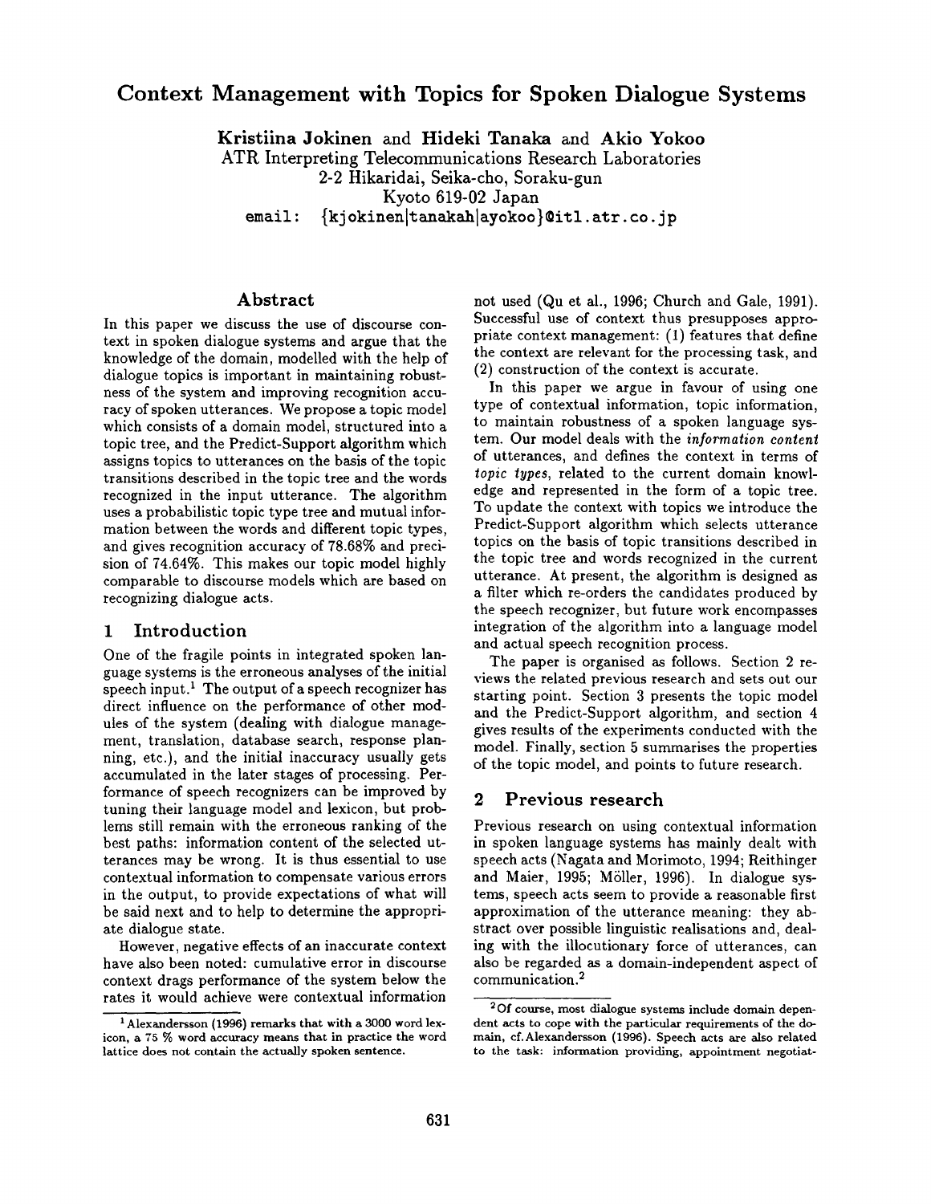# Context Management with Topics for Spoken Dialogue Systems

**Kristiina Jokinen** and **Hideki Tanaka** and **Akio Yokoo**
ATR Interpreting Telecommunications Research Laboratories
2-2 Hikaridai, Seika-cho, Soraku-gun
Kyoto 619-02 Japan
email: {kjokinen|tanakah|ayokoo}@itl.atr.co.jp

## Abstract

In this paper we discuss the use of discourse context in spoken dialogue systems and argue that the knowledge of the domain, modelled with the help of dialogue topics is important in maintaining robustness of the system and improving recognition accuracy of spoken utterances. We propose a topic model which consists of a domain model, structured into a topic tree, and the Predict-Support algorithm which assigns topics to utterances on the basis of the topic transitions described in the topic tree and the words recognized in the input utterance. The algorithm uses a probabilistic topic type tree and mutual information between the words and different topic types, and gives recognition accuracy of 78.68% and precision of 74.64%. This makes our topic model highly comparable to discourse models which are based on recognizing dialogue acts.

## 1 Introduction

One of the fragile points in integrated spoken language systems is the erroneous analyses of the initial speech input.[1] The output of a speech recognizer has direct influence on the performance of other modules of the system (dealing with dialogue management, translation, database search, response planning, etc.), and the initial inaccuracy usually gets accumulated in the later stages of processing. Performance of speech recognizers can be improved by tuning their language model and lexicon, but problems still remain with the erroneous ranking of the best paths: information content of the selected utterances may be wrong. It is thus essential to use contextual information to compensate various errors in the output, to provide expectations of what will be said next and to help to determine the appropriate dialogue state.

However, negative effects of an inaccurate context have also been noted: cumulative error in discourse context drags performance of the system below the rates it would achieve were contextual information not used (Qu et al., 1996; Church and Gale, 1991). Successful use of context thus presupposes appropriate context management: (1) features that define the context are relevant for the processing task, and (2) construction of the context is accurate.

In this paper we argue in favour of using one type of contextual information, topic information, to maintain robustness of a spoken language system. Our model deals with the *information content* of utterances, and defines the context in terms of *topic types*, related to the current domain knowledge and represented in the form of a topic tree. To update the context with topics we introduce the Predict-Support algorithm which selects utterance topics on the basis of topic transitions described in the topic tree and words recognized in the current utterance. At present, the algorithm is designed as a filter which re-orders the candidates produced by the speech recognizer, but future work encompasses integration of the algorithm into a language model and actual speech recognition process.

The paper is organised as follows. Section 2 reviews the related previous research and sets out our starting point. Section 3 presents the topic model and the Predict-Support algorithm, and section 4 gives results of the experiments conducted with the model. Finally, section 5 summarises the properties of the topic model, and points to future research.

## 2 Previous research

Previous research on using contextual information in spoken language systems has mainly dealt with speech acts (Nagata and Morimoto, 1994; Reithinger and Maier, 1995; Möller, 1996). In dialogue systems, speech acts seem to provide a reasonable first approximation of the utterance meaning: they abstract over possible linguistic realisations and, dealing with the illocutionary force of utterances, can also be regarded as a domain-independent aspect of communication.[2]

[1] Alexandersson (1996) remarks that with a 3000 word lexicon, a 75 % word accuracy means that in practice the word lattice does not contain the actually spoken sentence.

[2] Of course, most dialogue systems include domain dependent acts to cope with the particular requirements of the domain, cf. Alexandersson (1996). Speech acts are also related to the task: information providing, appointment negotiat-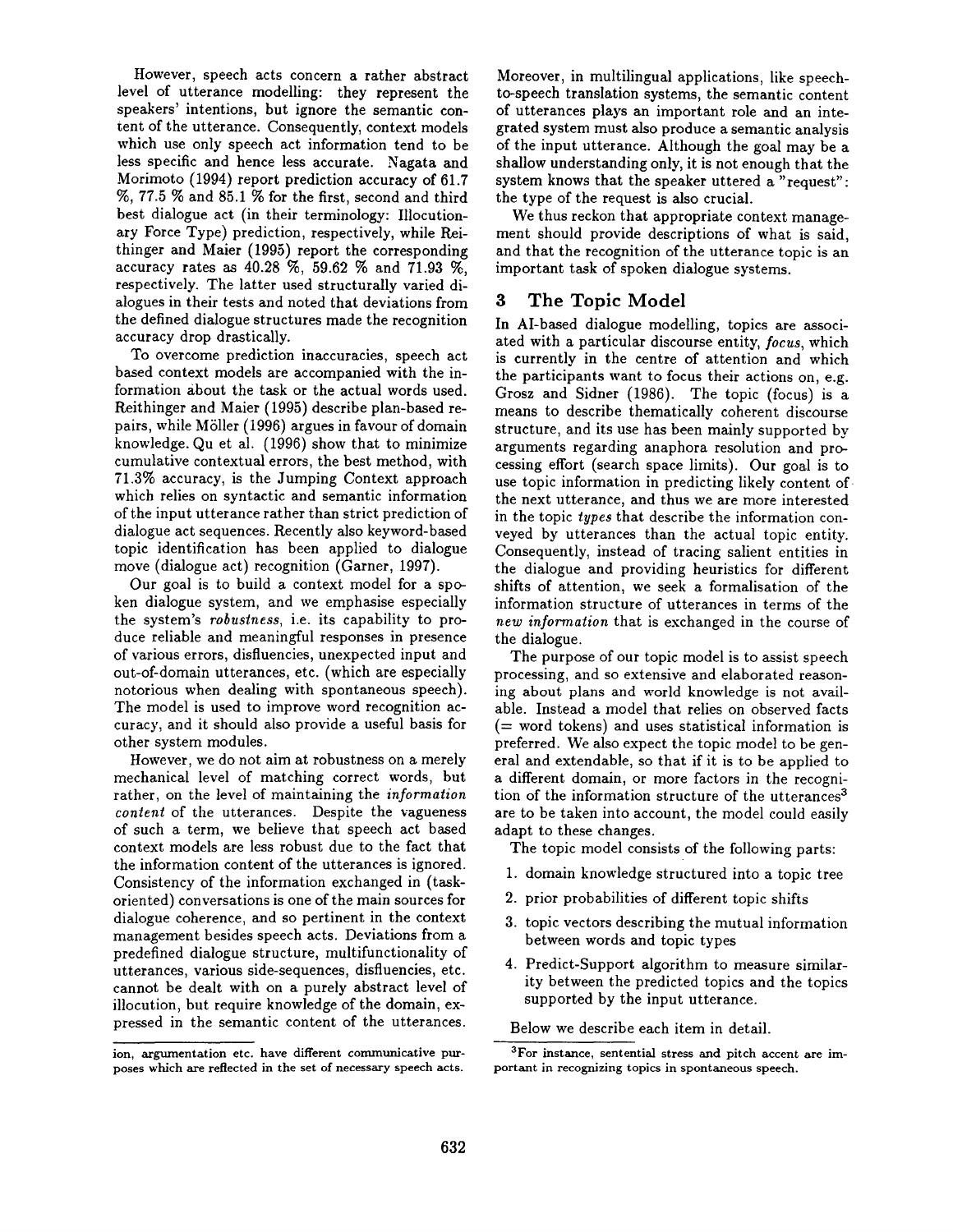However, speech acts concern a rather abstract level of utterance modelling: they represent the speakers' intentions, but ignore the semantic content of the utterance. Consequently, context models which use only speech act information tend to be less specific and hence less accurate. Nagata and Morimoto (1994) report prediction accuracy of 61.7 %, 77.5 % and 85.1 % for the first, second and third best dialogue act (in their terminology: Illocutionary Force Type) prediction, respectively, while Reithinger and Maier (1995) report the corresponding accuracy rates as 40.28 %, 59.62 % and 71.93 %, respectively. The latter used structurally varied dialogues in their tests and noted that deviations from the defined dialogue structures made the recognition accuracy drop drastically.

To overcome prediction inaccuracies, speech act based context models are accompanied with the information about the task or the actual words used. Reithinger and Maier (1995) describe plan-based repairs, while Möller (1996) argues in favour of domain knowledge. Qu et al. (1996) show that to minimize cumulative contextual errors, the best method, with 71.3% accuracy, is the Jumping Context approach which relies on syntactic and semantic information of the input utterance rather than strict prediction of dialogue act sequences. Recently also keyword-based topic identification has been applied to dialogue move (dialogue act) recognition (Garner, 1997).

Our goal is to build a context model for a spoken dialogue system, and we emphasise especially the system's *robustness*, i.e. its capability to produce reliable and meaningful responses in presence of various errors, disfluencies, unexpected input and out-of-domain utterances, etc. (which are especially notorious when dealing with spontaneous speech). The model is used to improve word recognition accuracy, and it should also provide a useful basis for other system modules.

However, we do not aim at robustness on a merely mechanical level of matching correct words, but rather, on the level of maintaining the *information content* of the utterances. Despite the vagueness of such a term, we believe that speech act based context models are less robust due to the fact that the information content of the utterances is ignored. Consistency of the information exchanged in (task-oriented) conversations is one of the main sources for dialogue coherence, and so pertinent in the context management besides speech acts. Deviations from a predefined dialogue structure, multifunctionality of utterances, various side-sequences, disfluencies, etc. cannot be dealt with on a purely abstract level of illocution, but require knowledge of the domain, expressed in the semantic content of the utterances.

ion, argumentation etc. have different communicative purposes which are reflected in the set of necessary speech acts.

Moreover, in multilingual applications, like speech-to-speech translation systems, the semantic content of utterances plays an important role and an integrated system must also produce a semantic analysis of the input utterance. Although the goal may be a shallow understanding only, it is not enough that the system knows that the speaker uttered a "request": the type of the request is also crucial.

We thus reckon that appropriate context management should provide descriptions of what is said, and that the recognition of the utterance topic is an important task of spoken dialogue systems.

## 3 The Topic Model

In AI-based dialogue modelling, topics are associated with a particular discourse entity, *focus*, which is currently in the centre of attention and which the participants want to focus their actions on, e.g. Grosz and Sidner (1986). The topic (focus) is a means to describe thematically coherent discourse structure, and its use has been mainly supported by arguments regarding anaphora resolution and processing effort (search space limits). Our goal is to use topic information in predicting likely content of the next utterance, and thus we are more interested in the topic *types* that describe the information conveyed by utterances than the actual topic entity. Consequently, instead of tracing salient entities in the dialogue and providing heuristics for different shifts of attention, we seek a formalisation of the information structure of utterances in terms of the *new information* that is exchanged in the course of the dialogue.

The purpose of our topic model is to assist speech processing, and so extensive and elaborated reasoning about plans and world knowledge is not available. Instead a model that relies on observed facts (= word tokens) and uses statistical information is preferred. We also expect the topic model to be general and extendable, so that if it is to be applied to a different domain, or more factors in the recognition of the information structure of the utterances[3] are to be taken into account, the model could easily adapt to these changes.

The topic model consists of the following parts:

1. domain knowledge structured into a topic tree
2. prior probabilities of different topic shifts
3. topic vectors describing the mutual information between words and topic types
4. Predict-Support algorithm to measure similarity between the predicted topics and the topics supported by the input utterance.

Below we describe each item in detail.

[3] For instance, sentential stress and pitch accent are important in recognizing topics in spontaneous speech.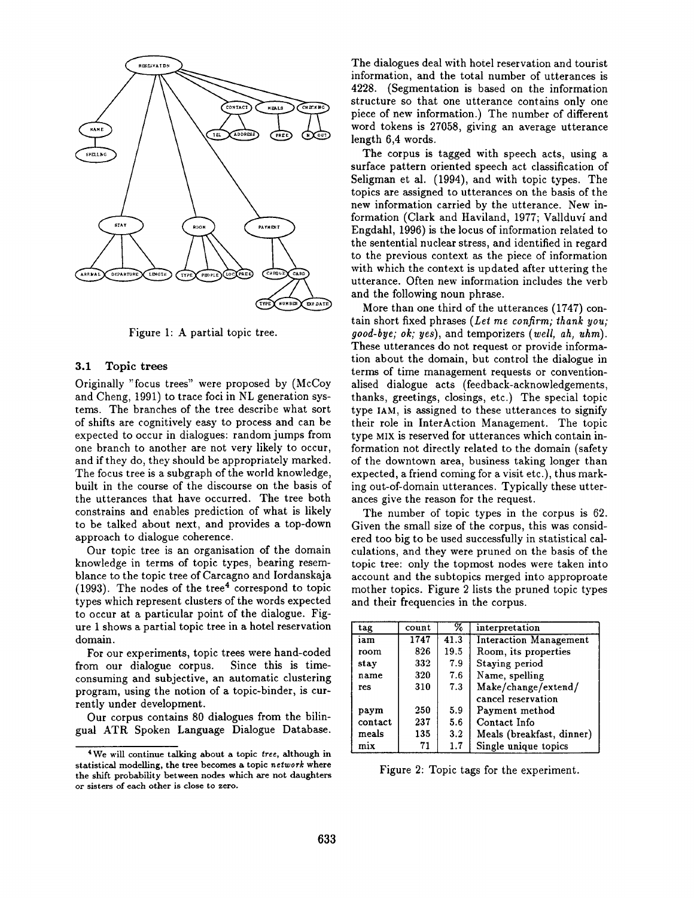Figure 1: A partial topic tree.

### 3.1 Topic trees

Originally "focus trees" were proposed by (McCoy and Cheng, 1991) to trace foci in NL generation systems. The branches of the tree describe what sort of shifts are cognitively easy to process and can be expected to occur in dialogues: random jumps from one branch to another are not very likely to occur, and if they do, they should be appropriately marked. The focus tree is a subgraph of the world knowledge, built in the course of the discourse on the basis of the utterances that have occurred. The tree both constrains and enables prediction of what is likely to be talked about next, and provides a top-down approach to dialogue coherence.

Our topic tree is an organisation of the domain knowledge in terms of topic types, bearing resemblance to the topic tree of Carcagno and Iordanskaja (1993). The nodes of the tree[4] correspond to topic types which represent clusters of the words expected to occur at a particular point of the dialogue. Figure 1 shows a partial topic tree in a hotel reservation domain.

For our experiments, topic trees were hand-coded from our dialogue corpus. Since this is time-consuming and subjective, an automatic clustering program, using the notion of a topic-binder, is currently under development.

Our corpus contains 80 dialogues from the bilingual ATR Spoken Language Dialogue Database. The dialogues deal with hotel reservation and tourist information, and the total number of utterances is 4228. (Segmentation is based on the information structure so that one utterance contains only one piece of new information.) The number of different word tokens is 27058, giving an average utterance length 6,4 words.

The corpus is tagged with speech acts, using a surface pattern oriented speech act classification of Seligman et al. (1994), and with topic types. The topics are assigned to utterances on the basis of the new information carried by the utterance. New information (Clark and Haviland, 1977; Vallduví and Engdahl, 1996) is the locus of information related to the sentential nuclear stress, and identified in regard to the previous context as the piece of information with which the context is updated after uttering the utterance. Often new information includes the verb and the following noun phrase.

More than one third of the utterances (1747) contain short fixed phrases (*Let me confirm; thank you; good-bye; ok; yes*), and temporizers (*well, ah, uhm*). These utterances do not request or provide information about the domain, but control the dialogue in terms of time management requests or conventionalised dialogue acts (feedback-acknowledgements, thanks, greetings, closings, etc.) The special topic type IAM, is assigned to these utterances to signify their role in InterAction Management. The topic type MIX is reserved for utterances which contain information not directly related to the domain (safety of the downtown area, business taking longer than expected, a friend coming for a visit etc.), thus marking out-of-domain utterances. Typically these utterances give the reason for the request.

The number of topic types in the corpus is 62. Given the small size of the corpus, this was considered too big to be used successfully in statistical calculations, and they were pruned on the basis of the topic tree: only the topmost nodes were taken into account and the subtopics merged into approproate mother topics. Figure 2 lists the pruned topic types and their frequencies in the corpus.

| tag | count | % | interpretation |
|---|---|---|---|
| iam | 1747 | 41.3 | Interaction Management |
| room | 826 | 19.5 | Room, its properties |
| stay | 332 | 7.9 | Staying period |
| name | 320 | 7.6 | Name, spelling |
| res | 310 | 7.3 | Make/change/extend/ cancel reservation |
| paym | 250 | 5.9 | Payment method |
| contact | 237 | 5.6 | Contact Info |
| meals | 135 | 3.2 | Meals (breakfast, dinner) |
| mix | 71 | 1.7 | Single unique topics |

Figure 2: Topic tags for the experiment.

[4] We will continue talking about a topic *tree*, although in statistical modelling, the tree becomes a topic *network* where the shift probability between nodes which are not daughters or sisters of each other is close to zero.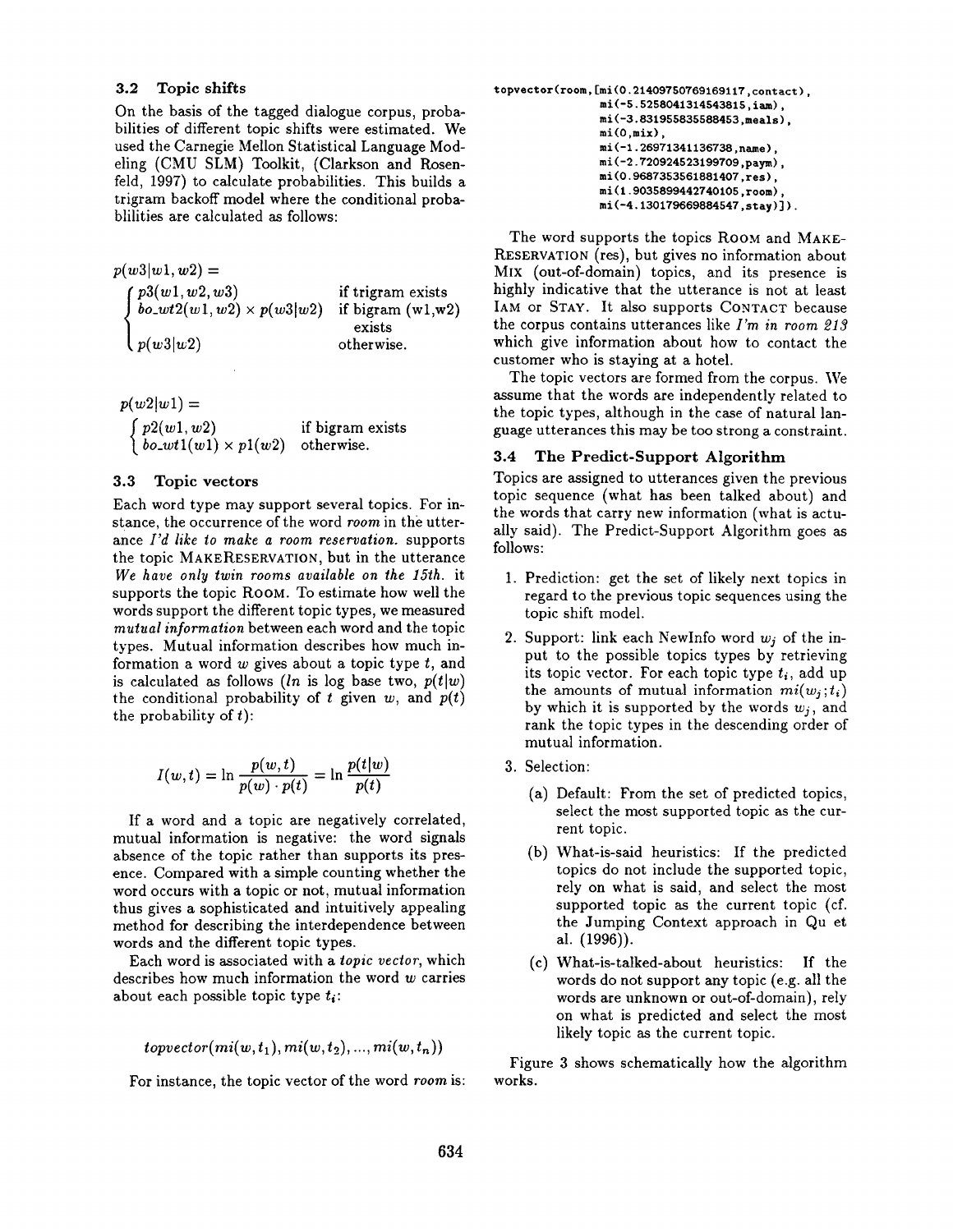### 3.2 Topic shifts

On the basis of the tagged dialogue corpus, probabilities of different topic shifts were estimated. We used the Carnegie Mellon Statistical Language Modeling (CMU SLM) Toolkit, (Clarkson and Rosenfeld, 1997) to calculate probabilities. This builds a trigram backoff model where the conditional probablilities are calculated as follows:

$$p(w3|w1, w2) = \begin{cases} p3(w1, w2, w3) & \text{if trigram exists} \\ bo\_wt2(w1, w2) \times p(w3|w2) & \text{if bigram (w1,w2) exists} \\ p(w3|w2) & \text{otherwise.} \end{cases}$$

$$p(w2|w1) = \begin{cases} p2(w1, w2) & \text{if bigram exists} \\ bo\_wt1(w1) \times p1(w2) & \text{otherwise.} \end{cases}$$

### 3.3 Topic vectors

Each word type may support several topics. For instance, the occurrence of the word *room* in the utterance *I'd like to make a room reservation.* supports the topic MAKERESERVATION, but in the utterance *We have only twin rooms available on the 15th.* it supports the topic ROOM. To estimate how well the words support the different topic types, we measured *mutual information* between each word and the topic types. Mutual information describes how much information a word $w$ gives about a topic type $t$, and is calculated as follows ($ln$ is log base two, $p(t|w)$ the conditional probability of $t$ given $w$, and $p(t)$ the probability of $t$):

$$I(w, t) = \ln \frac{p(w, t)}{p(w) \cdot p(t)} = \ln \frac{p(t|w)}{p(t)}$$

If a word and a topic are negatively correlated, mutual information is negative: the word signals absence of the topic rather than supports its presence. Compared with a simple counting whether the word occurs with a topic or not, mutual information thus gives a sophisticated and intuitively appealing method for describing the interdependence between words and the different topic types.

Each word is associated with a *topic vector*, which describes how much information the word $w$ carries about each possible topic type $t_i$:

$$topvector(mi(w, t_1), mi(w, t_2), ..., mi(w, t_n))$$

For instance, the topic vector of the word *room* is:

```
topvector(room,[mi(0.21409750769169117,contact),
                mi(-5.5258041314543815,iam),
                mi(-3.831955835588453,meals),
                mi(0,mix),
                mi(-1.26971341136738,name),
                mi(-2.720924523199709,paym),
                mi(0.9687353561881407,res),
                mi(1.9035899442740105,room),
                mi(-4.130179669884547,stay)]).
```

The word supports the topics ROOM and MAKE-RESERVATION (res), but gives no information about MIX (out-of-domain) topics, and its presence is highly indicative that the utterance is not at least IAM or STAY. It also supports CONTACT because the corpus contains utterances like *I'm in room 213* which give information about how to contact the customer who is staying at a hotel.

The topic vectors are formed from the corpus. We assume that the words are independently related to the topic types, although in the case of natural language utterances this may be too strong a constraint.

### 3.4 The Predict-Support Algorithm

Topics are assigned to utterances given the previous topic sequence (what has been talked about) and the words that carry new information (what is actually said). The Predict-Support Algorithm goes as follows:

1. Prediction: get the set of likely next topics in regard to the previous topic sequences using the topic shift model.
2. Support: link each NewInfo word $w_j$ of the input to the possible topics types by retrieving its topic vector. For each topic type $t_i$, add up the amounts of mutual information $mi(w_j; t_i)$ by which it is supported by the words $w_j$, and rank the topic types in the descending order of mutual information.
3. Selection:
   (a) Default: From the set of predicted topics, select the most supported topic as the current topic.
   (b) What-is-said heuristics: If the predicted topics do not include the supported topic, rely on what is said, and select the most supported topic as the current topic (cf. the Jumping Context approach in Qu et al. (1996)).
   (c) What-is-talked-about heuristics: If the words do not support any topic (e.g. all the words are unknown or out-of-domain), rely on what is predicted and select the most likely topic as the current topic.

Figure 3 shows schematically how the algorithm works.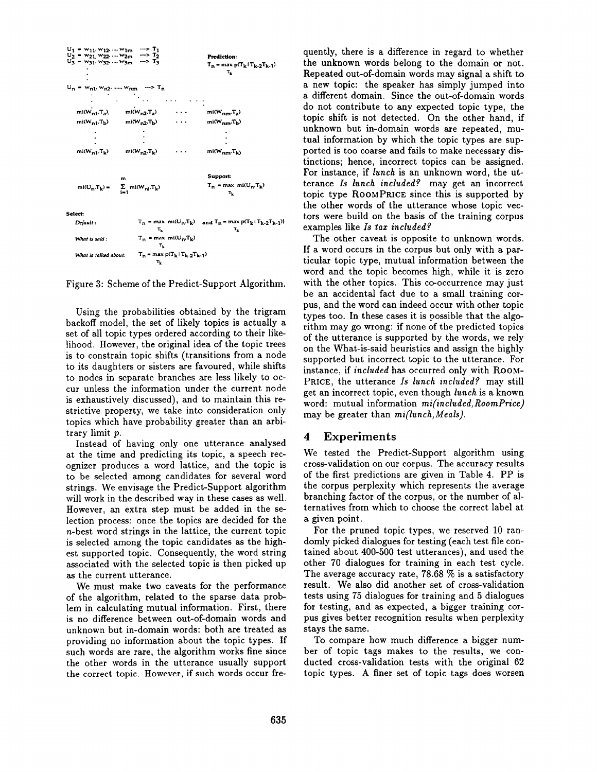$$
\begin{array}{ll}
U_1 = w_{11}, w_{12}, \ldots, w_{1m} \longrightarrow T_1 & \\
U_2 = w_{21}, w_{22}, \ldots, w_{2m} \longrightarrow T_2 & \textbf{Prediction:} \\
U_3 = w_{31}, w_{32}, \ldots, w_{3m} \longrightarrow T_3 & T_n = \max_{T_k} p(T_k \mid T_{k-2}T_{k-1}) \\
\vdots & \\
U_n = w_{n1}, w_{n2}, \ldots, w_{nm} \longrightarrow T_n &
\end{array}
$$

$$
\begin{array}{cccc}
mi(W_{n1}, T_a) & mi(W_{n2}, T_a) & \cdots & mi(W_{nm}, T_a) \\
mi(W_{n1}, T_b) & mi(W_{n2}, T_b) & \cdots & mi(W_{nm}, T_b) \\
\vdots & \vdots & & \vdots \\
mi(W_{n1}, T_k) & mi(W_{n2}, T_k) & \cdots & mi(W_{nm}, T_k)
\end{array}
$$

$$
mi(U_n, T_k) = \sum_{i=1}^{m} mi(W_{ni}, T_k) \qquad \textbf{Support:} \quad T_n = \max_{T_k} mi(U_n, T_k)
$$

**Select:**

*Default:* $T_n = \max_{T_k} mi(U_n, T_k)$ and $T_n = \max_{T_k} p(T_k \mid T_{k-2}T_{k-1})$

*What is said:* $T_n = \max_{T_k} mi(U_n, T_k)$

*What is talked about:* $T_n = \max_{T_k} p(T_k \mid T_{k-2}T_{k-1})$

Figure 3: Scheme of the Predict-Support Algorithm.

Using the probabilities obtained by the trigram backoff model, the set of likely topics is actually a set of all topic types ordered according to their likelihood. However, the original idea of the topic trees is to constrain topic shifts (transitions from a node to its daughters or sisters are favoured, while shifts to nodes in separate branches are less likely to occur unless the information under the current node is exhaustively discussed), and to maintain this restrictive property, we take into consideration only topics which have probability greater than an arbitrary limit $p$.

Instead of having only one utterance analysed at the time and predicting its topic, a speech recognizer produces a word lattice, and the topic is to be selected among candidates for several word strings. We envisage the Predict-Support algorithm will work in the described way in these cases as well. However, an extra step must be added in the selection process: once the topics are decided for the $n$-best word strings in the lattice, the current topic is selected among the topic candidates as the highest supported topic. Consequently, the word string associated with the selected topic is then picked up as the current utterance.

We must make two caveats for the performance of the algorithm, related to the sparse data problem in calculating mutual information. First, there is no difference between out-of-domain words and unknown but in-domain words: both are treated as providing no information about the topic types. If such words are rare, the algorithm works fine since the other words in the utterance usually support the correct topic. However, if such words occur frequently, there is a difference in regard to whether the unknown words belong to the domain or not. Repeated out-of-domain words may signal a shift to a new topic: the speaker has simply jumped into a different domain. Since the out-of-domain words do not contribute to any expected topic type, the topic shift is not detected. On the other hand, if unknown but in-domain words are repeated, mutual information by which the topic types are supported is too coarse and fails to make necessary distinctions; hence, incorrect topics can be assigned. For instance, if *lunch* is an unknown word, the utterance *Is lunch included?* may get an incorrect topic type ROOMPRICE since this is supported by the other words of the utterance whose topic vectors were build on the basis of the training corpus examples like *Is tax included?*

The other caveat is opposite to unknown words. If a word occurs in the corpus but only with a particular topic type, mutual information between the word and the topic becomes high, while it is zero with the other topics. This co-occurrence may just be an accidental fact due to a small training corpus, and the word can indeed occur with other topic types too. In these cases it is possible that the algorithm may go wrong: if none of the predicted topics of the utterance is supported by the words, we rely on the What-is-said heuristics and assign the highly supported but incorrect topic to the utterance. For instance, if *included* has occurred only with ROOMPRICE, the utterance *Is lunch included?* may still get an incorrect topic, even though *lunch* is a known word: mutual information *mi(included,RoomPrice)* may be greater than *mi(lunch,Meals)*.

## 4 Experiments

We tested the Predict-Support algorithm using cross-validation on our corpus. The accuracy results of the first predictions are given in Table 4. PP is the corpus perplexity which represents the average branching factor of the corpus, or the number of alternatives from which to choose the correct label at a given point.

For the pruned topic types, we reserved 10 randomly picked dialogues for testing (each test file contained about 400-500 test utterances), and used the other 70 dialogues for training in each test cycle. The average accuracy rate, 78.68 % is a satisfactory result. We also did another set of cross-validation tests using 75 dialogues for training and 5 dialogues for testing, and as expected, a bigger training corpus gives better recognition results when perplexity stays the same.

To compare how much difference a bigger number of topic tags makes to the results, we conducted cross-validation tests with the original 62 topic types. A finer set of topic tags does worsen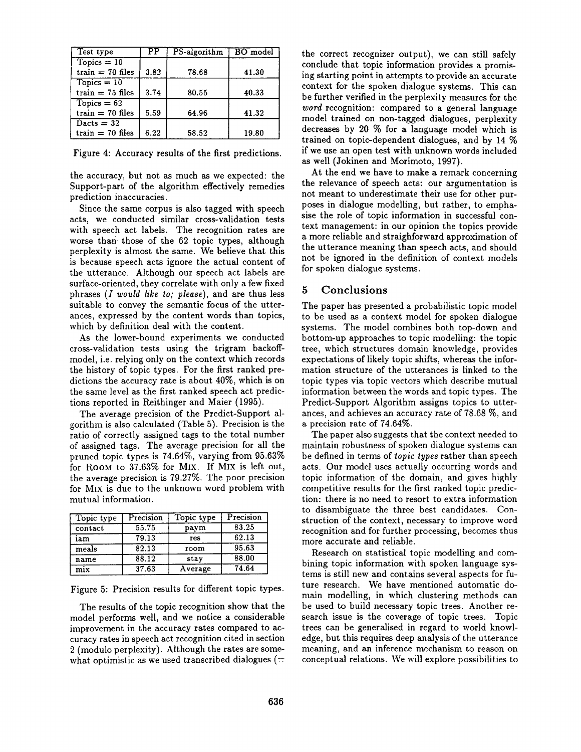| Test type | PP | PS-algorithm | BO model |
|---|---|---|---|
| Topics = 10<br>train = 70 files | 3.82 | 78.68 | 41.30 |
| Topics = 10<br>train = 75 files | 3.74 | 80.55 | 40.33 |
| Topics = 62<br>train = 70 files | 5.59 | 64.96 | 41.32 |
| Dacts = 32<br>train = 70 files | 6.22 | 58.52 | 19.80 |

Figure 4: Accuracy results of the first predictions.

the accuracy, but not as much as we expected: the Support-part of the algorithm effectively remedies prediction inaccuracies.

Since the same corpus is also tagged with speech acts, we conducted similar cross-validation tests with speech act labels. The recognition rates are worse than those of the 62 topic types, although perplexity is almost the same. We believe that this is because speech acts ignore the actual content of the utterance. Although our speech act labels are surface-oriented, they correlate with only a few fixed phrases (*I would like to; please*), and are thus less suitable to convey the semantic focus of the utterances, expressed by the content words than topics, which by definition deal with the content.

As the lower-bound experiments we conducted cross-validation tests using the trigram backoff-model, i.e. relying only on the context which records the history of topic types. For the first ranked predictions the accuracy rate is about 40%, which is on the same level as the first ranked speech act predictions reported in Reithinger and Maier (1995).

The average precision of the Predict-Support algorithm is also calculated (Table 5). Precision is the ratio of correctly assigned tags to the total number of assigned tags. The average precision for all the pruned topic types is 74.64%, varying from 95.63% for ROOM to 37.63% for MIX. If MIX is left out, the average precision is 79.27%. The poor precision for MIX is due to the unknown word problem with mutual information.

| Topic type | Precision | Topic type | Precision |
|---|---|---|---|
| contact | 55.75 | paym | 83.25 |
| iam | 79.13 | res | 62.13 |
| meals | 82.13 | room | 95.63 |
| name | 88.12 | stay | 88.00 |
| mix | 37.63 | Average | 74.64 |

Figure 5: Precision results for different topic types.

The results of the topic recognition show that the model performs well, and we notice a considerable improvement in the accuracy rates compared to accuracy rates in speech act recognition cited in section 2 (modulo perplexity). Although the rates are somewhat optimistic as we used transcribed dialogues (= the correct recognizer output), we can still safely conclude that topic information provides a promising starting point in attempts to provide an accurate context for the spoken dialogue systems. This can be further verified in the perplexity measures for the *word* recognition: compared to a general language model trained on non-tagged dialogues, perplexity decreases by 20 % for a language model which is trained on topic-dependent dialogues, and by 14 % if we use an open test with unknown words included as well (Jokinen and Morimoto, 1997).

At the end we have to make a remark concerning the relevance of speech acts: our argumentation is not meant to underestimate their use for other purposes in dialogue modelling, but rather, to emphasise the role of topic information in successful context management: in our opinion the topics provide a more reliable and straighforward approximation of the utterance meaning than speech acts, and should not be ignored in the definition of context models for spoken dialogue systems.

## 5 Conclusions

The paper has presented a probabilistic topic model to be used as a context model for spoken dialogue systems. The model combines both top-down and bottom-up approaches to topic modelling: the topic tree, which structures domain knowledge, provides expectations of likely topic shifts, whereas the information structure of the utterances is linked to the topic types via topic vectors which describe mutual information between the words and topic types. The Predict-Support Algorithm assigns topics to utterances, and achieves an accuracy rate of 78.68 %, and a precision rate of 74.64%.

The paper also suggests that the context needed to maintain robustness of spoken dialogue systems can be defined in terms of *topic types* rather than speech acts. Our model uses actually occurring words and topic information of the domain, and gives highly competitive results for the first ranked topic prediction: there is no need to resort to extra information to disambiguate the three best candidates. Construction of the context, necessary to improve word recognition and for further processing, becomes thus more accurate and reliable.

Research on statistical topic modelling and combining topic information with spoken language systems is still new and contains several aspects for future research. We have mentioned automatic domain modelling, in which clustering methods can be used to build necessary topic trees. Another research issue is the coverage of topic trees. Topic trees can be generalised in regard to world knowledge, but this requires deep analysis of the utterance meaning, and an inference mechanism to reason on conceptual relations. We will explore possibilities to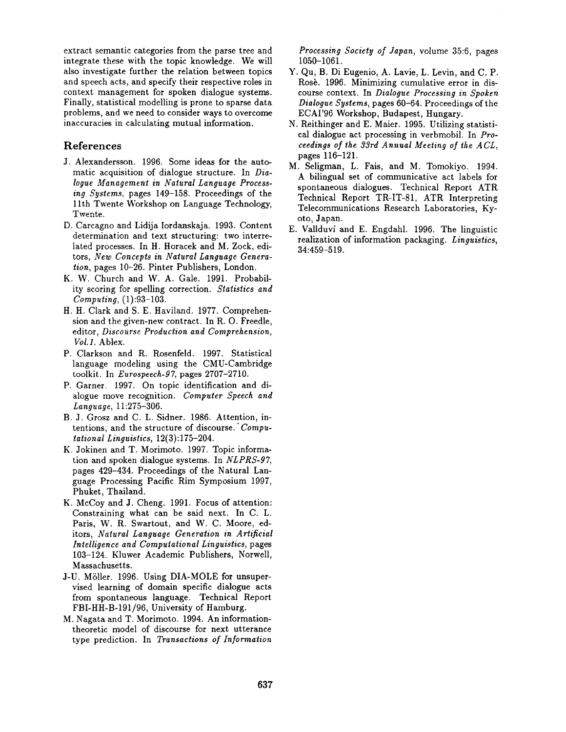extract semantic categories from the parse tree and integrate these with the topic knowledge. We will also investigate further the relation between topics and speech acts, and specify their respective roles in context management for spoken dialogue systems. Finally, statistical modelling is prone to sparse data problems, and we need to consider ways to overcome inaccuracies in calculating mutual information.

## References

J. Alexandersson. 1996. Some ideas for the automatic acquisition of dialogue structure. In *Dialogue Management in Natural Language Processing Systems*, pages 149–158. Proceedings of the 11th Twente Workshop on Language Technology, Twente.

D. Carcagno and Lidija Iordanskaja. 1993. Content determination and text structuring: two interrelated processes. In H. Horacek and M. Zock, editors, *New Concepts in Natural Language Generation*, pages 10–26. Pinter Publishers, London.

K. W. Church and W. A. Gale. 1991. Probability scoring for spelling correction. *Statistics and Computing*, (1):93–103.

H. H. Clark and S. E. Haviland. 1977. Comprehension and the given-new contract. In R. O. Freedle, editor, *Discourse Production and Comprehension, Vol.1*. Ablex.

P. Clarkson and R. Rosenfeld. 1997. Statistical language modeling using the CMU-Cambridge toolkit. In *Eurospeech-97*, pages 2707–2710.

P. Garner. 1997. On topic identification and dialogue move recognition. *Computer Speech and Language*, 11:275–306.

B. J. Grosz and C. L. Sidner. 1986. Attention, intentions, and the structure of discourse. *Computational Linguistics*, 12(3):175–204.

K. Jokinen and T. Morimoto. 1997. Topic information and spoken dialogue systems. In *NLPRS-97*, pages 429–434. Proceedings of the Natural Language Processing Pacific Rim Symposium 1997, Phuket, Thailand.

K. McCoy and J. Cheng. 1991. Focus of attention: Constraining what can be said next. In C. L. Paris, W. R. Swartout, and W. C. Moore, editors, *Natural Language Generation in Artificial Intelligence and Computational Linguistics*, pages 103–124. Kluwer Academic Publishers, Norwell, Massachusetts.

J-U. Möller. 1996. Using DIA-MOLE for unsupervised learning of domain specific dialogue acts from spontaneous language. Technical Report FBI-HH-B-191/96, University of Hamburg.

M. Nagata and T. Morimoto. 1994. An information-theoretic model of discourse for next utterance type prediction. In *Transactions of Information Processing Society of Japan*, volume 35:6, pages 1050–1061.

Y. Qu, B. Di Eugenio, A. Lavie, L. Levin, and C. P. Rosè. 1996. Minimizing cumulative error in discourse context. In *Dialogue Processing in Spoken Dialogue Systems*, pages 60–64. Proceedings of the ECAI'96 Workshop, Budapest, Hungary.

N. Reithinger and E. Maier. 1995. Utilizing statistical dialogue act processing in verbmobil. In *Proceedings of the 33rd Annual Meeting of the ACL*, pages 116–121.

M. Seligman, L. Fais, and M. Tomokiyo. 1994. A bilingual set of communicative act labels for spontaneous dialogues. Technical Report ATR Technical Report TR-IT-81, ATR Interpreting Telecommunications Research Laboratories, Kyoto, Japan.

E. Vallduví and E. Engdahl. 1996. The linguistic realization of information packaging. *Linguistics*, 34:459–519.